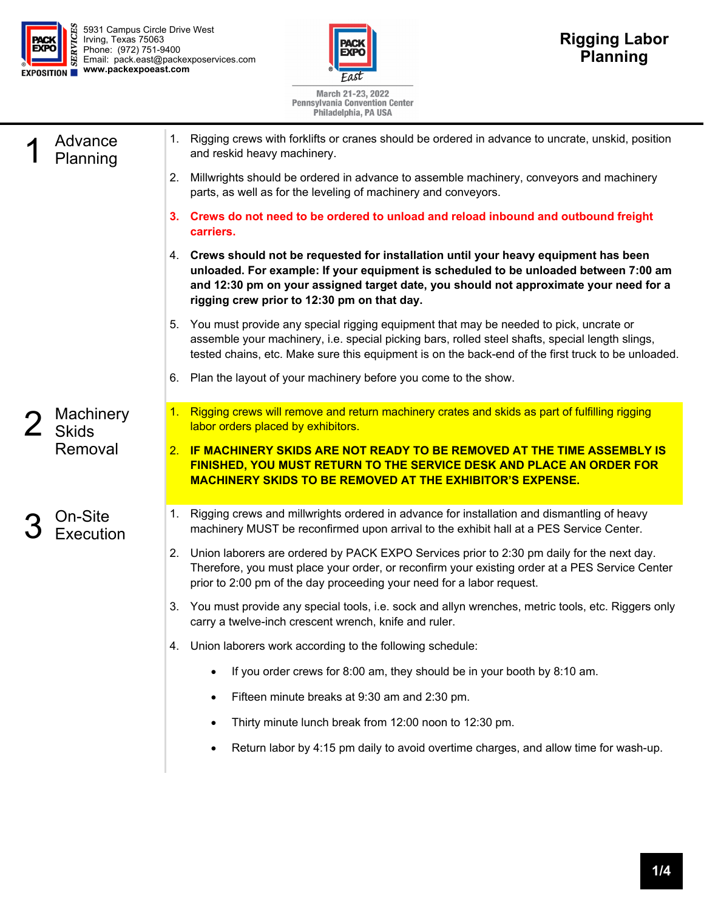5931 Campus Circle Drive West
Irving, Texas 75063
Phone: (972) 751-9400
Email: pack.east@packexposervices.com
**www.packexpoeast.com**

March 21-23, 2022
Pennsylvania Convention Center
Philadelphia, PA USA

# Rigging Labor Planning

## 1 Advance Planning

1. Rigging crews with forklifts or cranes should be ordered in advance to uncrate, unskid, position and reskid heavy machinery.
2. Millwrights should be ordered in advance to assemble machinery, conveyors and machinery parts, as well as for the leveling of machinery and conveyors.
3. **Crews do not need to be ordered to unload and reload inbound and outbound freight carriers.**
4. **Crews should not be requested for installation until your heavy equipment has been unloaded. For example: If your equipment is scheduled to be unloaded between 7:00 am and 12:30 pm on your assigned target date, you should not approximate your need for a rigging crew prior to 12:30 pm on that day.**
5. You must provide any special rigging equipment that may be needed to pick, uncrate or assemble your machinery, i.e. special picking bars, rolled steel shafts, special length slings, tested chains, etc. Make sure this equipment is on the back-end of the first truck to be unloaded.
6. Plan the layout of your machinery before you come to the show.

## 2 Machinery Skids Removal

1. Rigging crews will remove and return machinery crates and skids as part of fulfilling rigging labor orders placed by exhibitors.
2. **IF MACHINERY SKIDS ARE NOT READY TO BE REMOVED AT THE TIME ASSEMBLY IS FINISHED, YOU MUST RETURN TO THE SERVICE DESK AND PLACE AN ORDER FOR MACHINERY SKIDS TO BE REMOVED AT THE EXHIBITOR'S EXPENSE.**

## 3 On-Site Execution

1. Rigging crews and millwrights ordered in advance for installation and dismantling of heavy machinery MUST be reconfirmed upon arrival to the exhibit hall at a PES Service Center.
2. Union laborers are ordered by PACK EXPO Services prior to 2:30 pm daily for the next day. Therefore, you must place your order, or reconfirm your existing order at a PES Service Center prior to 2:00 pm of the day proceeding your need for a labor request.
3. You must provide any special tools, i.e. sock and allyn wrenches, metric tools, etc. Riggers only carry a twelve-inch crescent wrench, knife and ruler.
4. Union laborers work according to the following schedule:
   - If you order crews for 8:00 am, they should be in your booth by 8:10 am.
   - Fifteen minute breaks at 9:30 am and 2:30 pm.
   - Thirty minute lunch break from 12:00 noon to 12:30 pm.
   - Return labor by 4:15 pm daily to avoid overtime charges, and allow time for wash-up.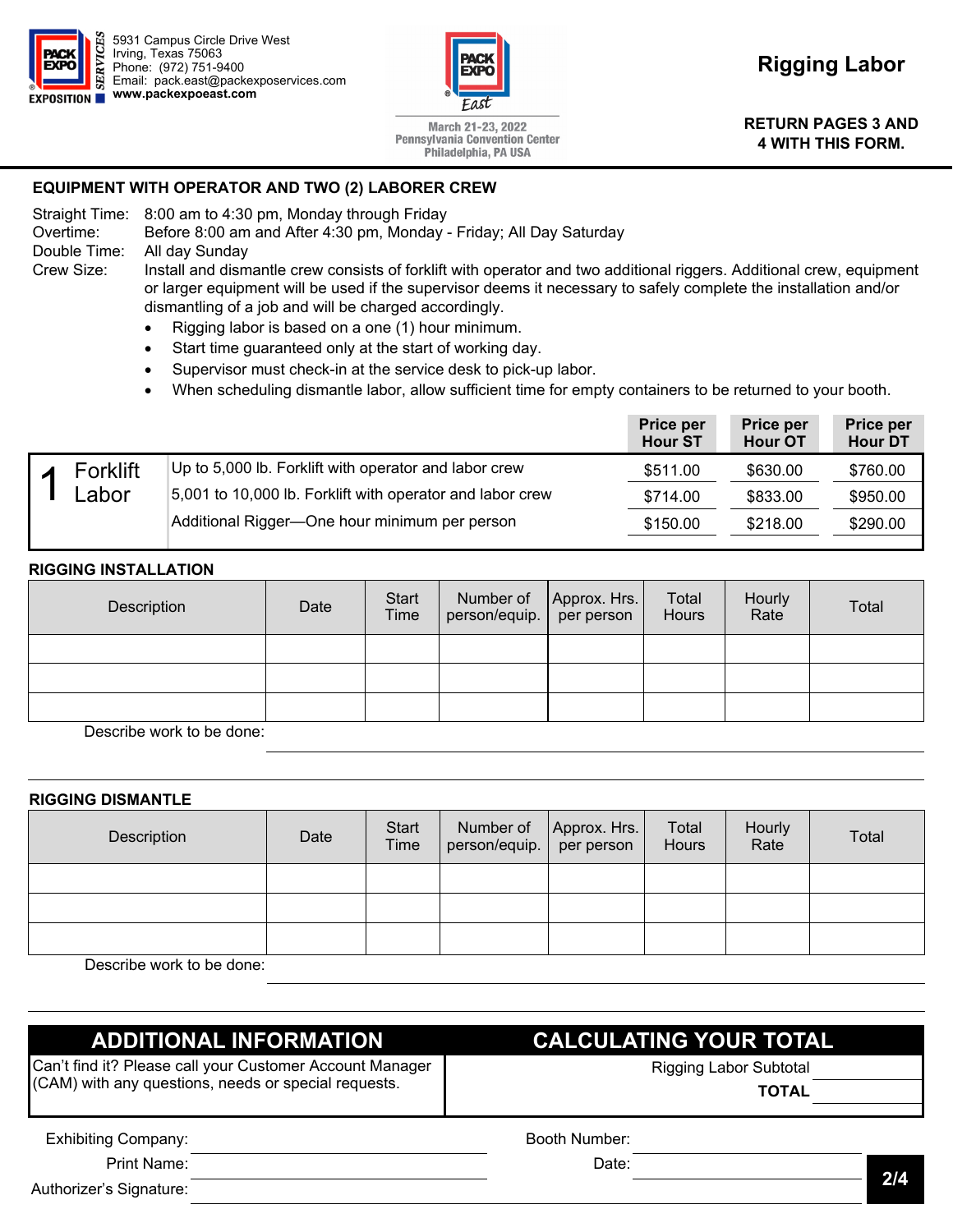5931 Campus Circle Drive West
Irving, Texas 75063
Phone: (972) 751-9400
Email: pack.east@packexposervices.com
**www.packexpoeast.com**

March 21-23, 2022
Pennsylvania Convention Center
Philadelphia, PA USA

# Rigging Labor

**RETURN PAGES 3 AND 4 WITH THIS FORM.**

## EQUIPMENT WITH OPERATOR AND TWO (2) LABORER CREW

Straight Time: 8:00 am to 4:30 pm, Monday through Friday
Overtime: Before 8:00 am and After 4:30 pm, Monday - Friday; All Day Saturday
Double Time: All day Sunday
Crew Size: Install and dismantle crew consists of forklift with operator and two additional riggers. Additional crew, equipment or larger equipment will be used if the supervisor deems it necessary to safely complete the installation and/or dismantling of a job and will be charged accordingly.

- Rigging labor is based on a one (1) hour minimum.
- Start time guaranteed only at the start of working day.
- Supervisor must check-in at the service desk to pick-up labor.
- When scheduling dismantle labor, allow sufficient time for empty containers to be returned to your booth.

| | | | Price per Hour ST | Price per Hour OT | Price per Hour DT |
|---|---|---|---|---|---|
| 1 | Forklift Labor | Up to 5,000 lb. Forklift with operator and labor crew | $511.00 | $630.00 | $760.00 |
| | | 5,001 to 10,000 lb. Forklift with operator and labor crew | $714.00 | $833.00 | $950.00 |
| | | Additional Rigger—One hour minimum per person | $150.00 | $218.00 | $290.00 |

### RIGGING INSTALLATION

| Description | Date | Start Time | Number of person/equip. | Approx. Hrs. per person | Total Hours | Hourly Rate | Total |
|---|---|---|---|---|---|---|---|
| | | | | | | | |
| | | | | | | | |
| | | | | | | | |

Describe work to be done: ______________________

### RIGGING DISMANTLE

| Description | Date | Start Time | Number of person/equip. | Approx. Hrs. per person | Total Hours | Hourly Rate | Total |
|---|---|---|---|---|---|---|---|
| | | | | | | | |
| | | | | | | | |
| | | | | | | | |

Describe work to be done: ______________________

## ADDITIONAL INFORMATION

Can't find it? Please call your Customer Account Manager (CAM) with any questions, needs or special requests.

## CALCULATING YOUR TOTAL

Rigging Labor Subtotal ______________________

**TOTAL** ______________________

Exhibiting Company: ______________________ Booth Number: ______________________

Print Name: ______________________ Date: ______________________

Authorizer's Signature: ______________________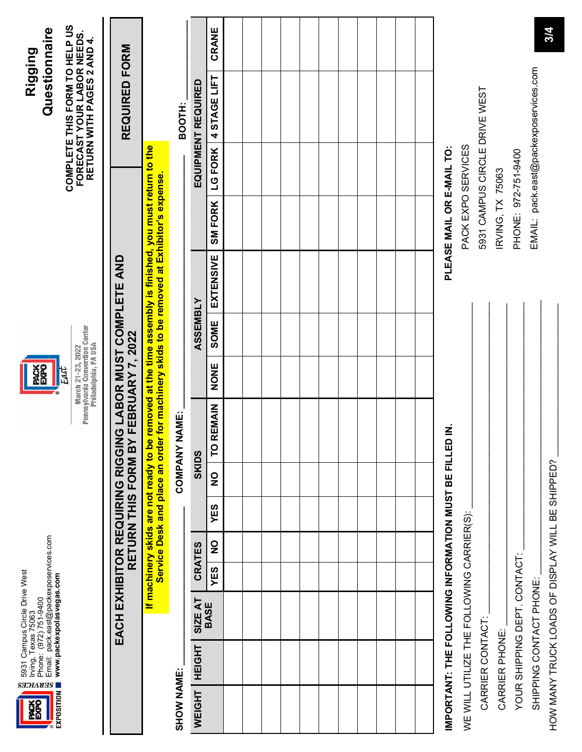PACK EXPO SERVICES

5931 Campus Circle Drive West
Irving, Texas 75063
Phone: (972) 751-9400
Email: pack.east@packexposervices.com
**www.packexpolasvegas.com**

PACK EXPO East
March 21-23, 2022
Pennsylvania Convention Center
Philadelphia, PA USA

# Rigging Questionnaire

**COMPLETE THIS FORM TO HELP US FORECAST YOUR LABOR NEEDS. RETURN WITH PAGES 2 AND 4.**

## EACH EXHIBITOR REQUIRING RIGGING LABOR MUST COMPLETE AND RETURN THIS FORM BY FEBRUARY 7, 2022

**REQUIRED FORM**

**If machinery skids are not ready to be removed at the time assembly is finished, you must return to the Service Desk and place an order for machinery skids to be removed at Exhibitor's expense.**

SHOW NAME: ________________ COMPANY NAME: ________________ BOOTH: ________________

| WEIGHT | HEIGHT | SIZE AT BASE | CRATES | | SKIDS | | | ASSEMBLY | | | EQUIPMENT REQUIRED | | | |
|---|---|---|---|---|---|---|---|---|---|---|---|---|---|---|
| | | | YES | NO | YES | NO | TO REMAIN | NONE | SOME | EXTENSIVE | SM FORK | LG FORK | 4 STAGE LIFT | CRANE |
| | | | | | | | | | | | | | | |
| | | | | | | | | | | | | | | |
| | | | | | | | | | | | | | | |
| | | | | | | | | | | | | | | |
| | | | | | | | | | | | | | | |
| | | | | | | | | | | | | | | |
| | | | | | | | | | | | | | | |
| | | | | | | | | | | | | | | |
| | | | | | | | | | | | | | | |
| | | | | | | | | | | | | | | |
| | | | | | | | | | | | | | | |
| | | | | | | | | | | | | | | |

**IMPORTANT: THE FOLLOWING INFORMATION MUST BE FILLED IN.**

WE WILL UTILIZE THE FOLLOWING CARRIER(S): ________________

CARRIER CONTACT: ________________

CARRIER PHONE: ________________

YOUR SHIPPING DEPT. CONTACT: ________________

SHIPPING CONTACT PHONE: ________________

HOW MANY TRUCK LOADS OF DISPLAY WILL BE SHIPPED? ________________

**PLEASE MAIL OR E-MAIL TO:**

PACK EXPO SERVICES
5931 CAMPUS CIRCLE DRIVE WEST
IRVING, TX 75063
PHONE: 972-751-9400
EMAIL: pack.east@packexposervices.com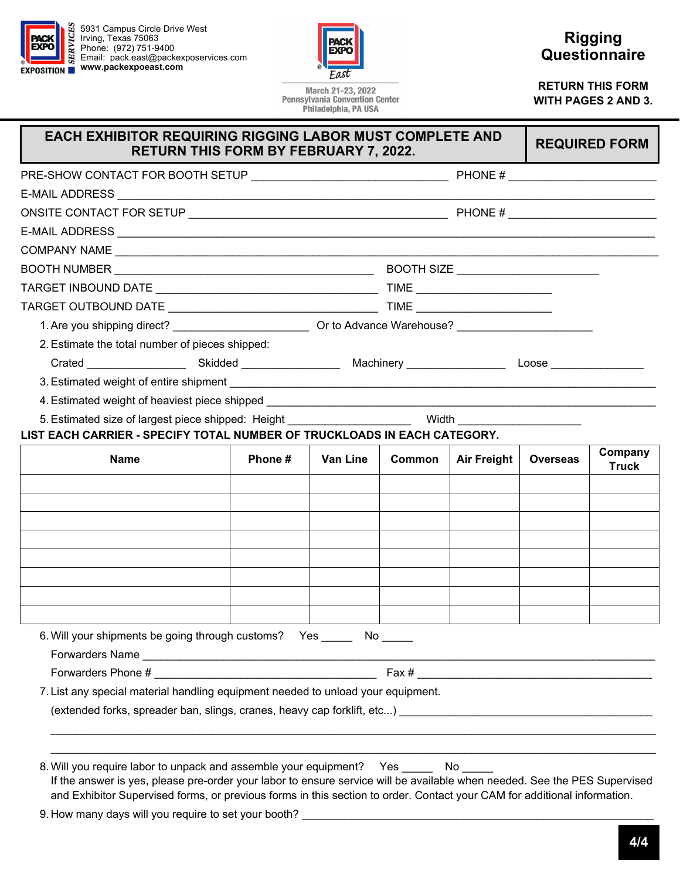5931 Campus Circle Drive West
Irving, Texas 75063
Phone: (972) 751-9400
Email: pack.east@packexposervices.com
**www.packexpoeast.com**

March 21-23, 2022
Pennsylvania Convention Center
Philadelphia, PA USA

# Rigging Questionnaire

**RETURN THIS FORM WITH PAGES 2 AND 3.**

**EACH EXHIBITOR REQUIRING RIGGING LABOR MUST COMPLETE AND RETURN THIS FORM BY FEBRUARY 7, 2022.**

**REQUIRED FORM**

PRE-SHOW CONTACT FOR BOOTH SETUP ______________________________ PHONE # ______________________

E-MAIL ADDRESS ________________________________________________________________________________

ONSITE CONTACT FOR SETUP ________________________________________ PHONE # ______________________

E-MAIL ADDRESS ________________________________________________________________________________

COMPANY NAME _________________________________________________________________________________

BOOTH NUMBER ________________________________________ BOOTH SIZE ______________________

TARGET INBOUND DATE __________________________________ TIME _____________________

TARGET OUTBOUND DATE ________________________________ TIME _____________________

1. Are you shipping direct? _____________________ Or to Advance Warehouse? _____________________
2. Estimate the total number of pieces shipped:
   Crated _______________ Skidded _______________ Machinery _______________ Loose ______________
3. Estimated weight of entire shipment __________________________________________________________
4. Estimated weight of heaviest piece shipped ____________________________________________________
5. Estimated size of largest piece shipped: Height ___________________ Width ___________________

**LIST EACH CARRIER - SPECIFY TOTAL NUMBER OF TRUCKLOADS IN EACH CATEGORY.**

| Name | Phone # | Van Line | Common | Air Freight | Overseas | Company Truck |
|---|---|---|---|---|---|---|
| | | | | | | |
| | | | | | | |
| | | | | | | |
| | | | | | | |
| | | | | | | |
| | | | | | | |
| | | | | | | |
| | | | | | | |

6. Will your shipments be going through customs? Yes _____ No _____
   Forwarders Name ______________________________________________________________________________
   Forwarders Phone # ___________________________________ Fax # ______________________________________
7. List any special material handling equipment needed to unload your equipment.
   (extended forks, spreader ban, slings, cranes, heavy cap forklift, etc...) ___________________________________
   ______________________________________________________________________________________________
   ______________________________________________________________________________________________
8. Will you require labor to unpack and assemble your equipment? Yes _____ No _____
   If the answer is yes, please pre-order your labor to ensure service will be available when needed. See the PES Supervised and Exhibitor Supervised forms, or previous forms in this section to order. Contact your CAM for additional information.
9. How many days will you require to set your booth? ________________________________________________